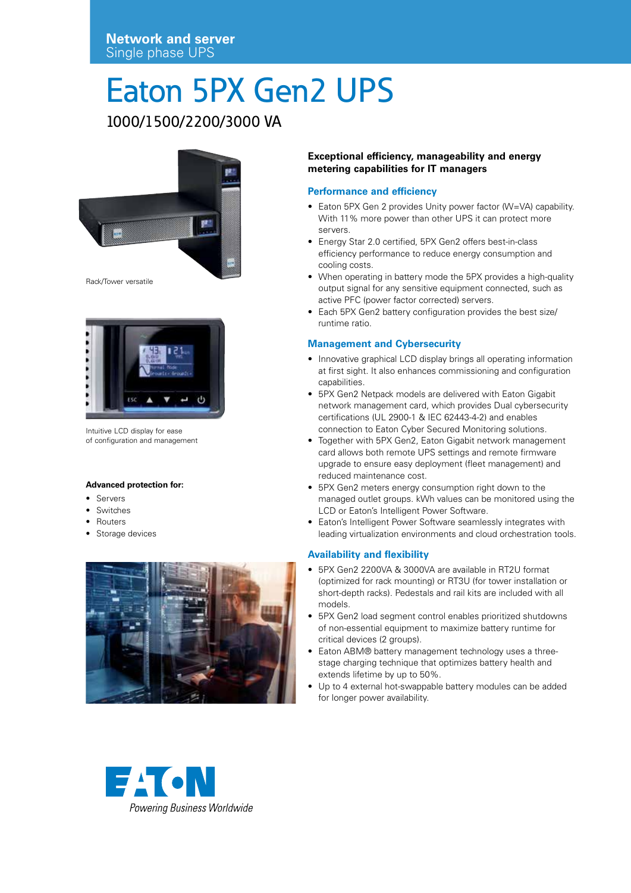**Network and server**
Single phase UPS

# Eaton 5PX Gen2 UPS

1000/1500/2200/3000 VA

Rack/Tower versatile

Intuitive LCD display for ease of configuration and management

**Advanced protection for:**

- Servers
- Switches
- Routers
- Storage devices

**Exceptional efficiency, manageability and energy metering capabilities for IT managers**

## Performance and efficiency

- Eaton 5PX Gen 2 provides Unity power factor (W=VA) capability. With 11% more power than other UPS it can protect more servers.
- Energy Star 2.0 certified, 5PX Gen2 offers best-in-class efficiency performance to reduce energy consumption and cooling costs.
- When operating in battery mode the 5PX provides a high-quality output signal for any sensitive equipment connected, such as active PFC (power factor corrected) servers.
- Each 5PX Gen2 battery configuration provides the best size/runtime ratio.

## Management and Cybersecurity

- Innovative graphical LCD display brings all operating information at first sight. It also enhances commissioning and configuration capabilities.
- 5PX Gen2 Netpack models are delivered with Eaton Gigabit network management card, which provides Dual cybersecurity certifications (UL 2900-1 & IEC 62443-4-2) and enables connection to Eaton Cyber Secured Monitoring solutions.
- Together with 5PX Gen2, Eaton Gigabit network management card allows both remote UPS settings and remote firmware upgrade to ensure easy deployment (fleet management) and reduced maintenance cost.
- 5PX Gen2 meters energy consumption right down to the managed outlet groups. kWh values can be monitored using the LCD or Eaton's Intelligent Power Software.
- Eaton's Intelligent Power Software seamlessly integrates with leading virtualization environments and cloud orchestration tools.

## Availability and flexibility

- 5PX Gen2 2200VA & 3000VA are available in RT2U format (optimized for rack mounting) or RT3U (for tower installation or short-depth racks). Pedestals and rail kits are included with all models.
- 5PX Gen2 load segment control enables prioritized shutdowns of non-essential equipment to maximize battery runtime for critical devices (2 groups).
- Eaton ABM® battery management technology uses a three-stage charging technique that optimizes battery health and extends lifetime by up to 50%.
- Up to 4 external hot-swappable battery modules can be added for longer power availability.

EATON
*Powering Business Worldwide*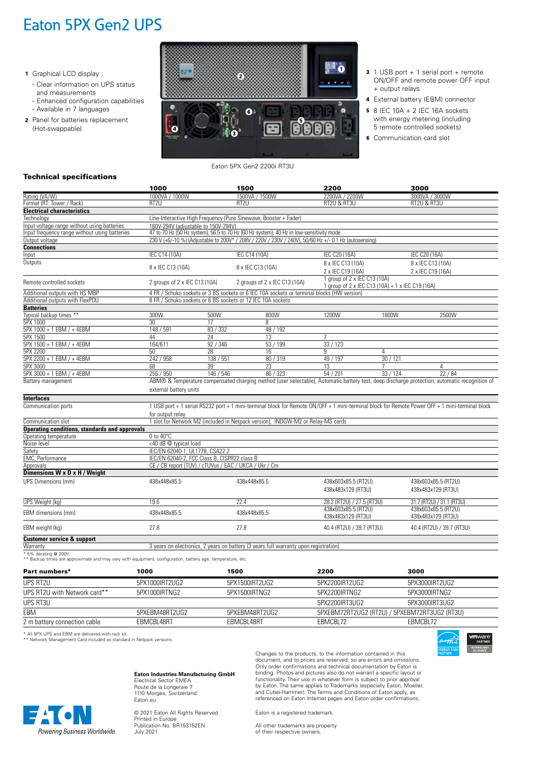# Eaton 5PX Gen2 UPS

1. Graphical LCD display :
   - Clear information on UPS status and measurements
   - Enhanced configuration capabilities
   - Available in 7 languages
2. Panel for batteries replacement (Hot-swappable)
3. 1 USB port + 1 serial port + remote ON/OFF and remote power OFF input + output relays
4. External battery (EBM) connector
5. 8 IEC 10A + 2 IEC 16A sockets with energy metering (including 5 remote controlled sockets)
6. Communication card slot

Eaton 5PX Gen2 2200i RT3U

## Technical specifications

| | 1000 | 1500 | 2200 | 3000 |
|---|---|---|---|---|
| Rating (VA/W) | 1000VA / 1000W | 1500VA / 1500W | 2200VA / 2200W | 3000VA / 3000W |
| Format (RT: Tower / Rack) | RT2U | RT2U | RT2U & RT3U | RT2U & RT3U |
| **Electrical characteristics** | | | | |
| Technology | Line-Interactive High Frequency (Pure Sinewave, Booster + Fader) | | | |
| Input voltage range without using batteries | 160V-294V (adjustable to 150V-294V) | | | |
| Input frequency range without using batteries | 47 to 70 Hz (50 Hz system), 56.5 to 70 Hz (60 Hz system), 40 Hz in low-sensitivity mode | | | |
| Output voltage | 230 V (+6/-10 %) (Adjustable to 200V* / 208V / 220V / 230V / 240V), 50/60 Hz +/- 0.1 Hz (autosensing) | | | |
| **Connections** | | | | |
| Input | IEC C14 (10A) | IEC C14 (10A) | IEC C20 (16A) | IEC C20 (16A) |
| Outputs | 8 x IEC C13 (10A) | 8 x IEC C13 (10A) | 8 x IEC C13 (10A) 2 x IEC C19 (16A) | 8 x IEC C13 (10A) 2 x IEC C19 (16A) |
| Remote controlled sockets | 2 groups of 2 x IEC C13 (10A) | 2 groups of 2 x IEC C13 (10A) | 1 group of 2 x IEC C13 (10A) 1 group of 2 x IEC C13 (10A) + 1 x IEC C19 (16A) | |
| Additional outputs with HS MBP | 4 FR / Schuko sockets or 3 BS sockets or 6 IEC 10A sockets or terminal blocks (HW version) | | | |
| Additional outputs with FlexPDU | 8 FR / Schuko sockets or 6 BS sockets or 12 IEC 10A sockets | | | |

**Batteries**

| Typical backup times ** | 300W | 500W | 800W | 1200W | 1800W | 2500W |
|---|---|---|---|---|---|---|
| 5PX 1000 | 30 | 17 | 8 | | | |
| 5PX 1000 + 1 EBM / + 4EBM | 148 / 591 | 83 / 332 | 48 / 192 | | | |
| 5PX 1500 | 44 | 24 | 13 | 7 | | |
| 5PX 1500 + 1 EBM / + 4EBM | 164/611 | 92 / 346 | 53 / 199 | 33 / 123 | | |
| 5PX 2200 | 50 | 28 | 16 | 9 | 4 | |
| 5PX 2200 + 1 EBM / + 4EBM | 242 / 958 | 138 / 551 | 80 / 319 | 49 / 197 | 30 / 121 | |
| 5PX 3000 | 68 | 39 | 23 | 13 | 7 | 4 |
| 5PX 3000 + 1 EBM / + 4EBM | 255 / 950 | 146 / 546 | 86 / 323 | 54 / 201 | 33 / 124 | 22 / 84 |
| Battery management | ABM® & Temperature compensated charging method (user selectable), Automatic battery test, deep discharge protection, automatic recognition of external battery units | | | | | |

| | 1000 | 1500 | 2200 | 3000 |
|---|---|---|---|---|
| **Interfaces** | | | | |
| Communication ports | 1 USB port + 1 serial RS232 port + 1 mini-terminal block for Remote ON/OFF + 1 mini-terminal block for Remote Power OFF + 1 mini-terminal block for output relay | | | |
| Communication slot | 1 slot for Network M2 (included in Netpack version), INDGW-M2 or Relay-MS cards | | | |
| **Operating conditions, standards and approvals** | | | | |
| Operating temperature | 0 to 40°C | | | |
| Noise level | <40 dB @ typical load | | | |
| Safety | IEC/EN 62040-1, UL1778, CSA22.2 | | | |
| EMC, Performance | IEC/EN 62040-2, FCC Class B, CISPR22 class B | | | |
| Approvals | CE / CB report (TUV) / cTUVus / EAC / UKCA / Ukr / Cm | | | |
| **Dimensions W x D x H / Weight** | | | | |
| UPS Dimensions (mm) | 438x448x85.5 | 438x448x85.5 | 438x603x85.5 (RT2U) 438x483x129 (RT3U) | 438x603x85.5 (RT2U) 438x483x129 (RT3U) |
| UPS Weight (kg) | 19.6 | 22.4 | 28.2 (RT2U) / 27.5 (RT3U) | 31.7 (RT2U) / 31.1 (RT3U) |
| EBM dimensions (mm) | 438x448x85.5 | 438x448x85.5 | 438x603x85.5 (RT2U) 438x483x129 (RT3U) | 438x603x85.5 (RT2U) 438x483x129 (RT3U) |
| EBM weight (kg) | 27.8 | 27.8 | 40.4 (RT2U) / 39.7 (RT3U) | 40.4 (RT2U) / 39.7 (RT3U) |
| **Customer service & support** | | | | |
| Warranty | 3 years on electronics, 2 years on battery (3 years full warranty upon registration) | | | |

\* 5% derating @ 200V.
\*\* Backup times are approximate and may vary with equipment, configuration, battery age, temperature, etc.

| Part numbers* | 1000 | 1500 | 2200 | 3000 |
|---|---|---|---|---|
| UPS RT2U | 5PX1000IRT2UG2 | 5PX1500IRT2UG2 | 5PX2200IRT2UG2 | 5PX3000IRT2UG2 |
| UPS RT2U with Network card** | 5PX1000IRTNG2 | 5PX1500IRTNG2 | 5PX2200IRTNG2 | 5PX3000IRTNG2 |
| UPS RT3U | | | 5PX2200IRT3UG2 | 5PX3000IRT3UG2 |
| EBM | 5PXEBM48RT2UG2 | 5PXEBM48RT2UG2 | 5PXEBM72RT2UG2 (RT2U) / 5PXEBM72RT3UG2 (RT3U) | |
| 2 m battery connection cable | EBMCBL48RT | EBMCBL48RT | EBMCBL72 | EBMCBL72 |

\* All 5PX UPS and EBM are delivered with rack kit.
\*\* Network Management Card included as standard in Netpack versions.

**Eaton Industries Manufacturing GmbH**
Electrical Sector EMEA
Route de la Longeraie 7
1110 Morges, Switzerland
Eaton.eu

© 2021 Eaton All Rights Reserved
Printed in Europe
Publication No. BR153152EN
July 2021

Changes to the products, to the information contained in this document, and to prices are reserved; so are errors and omissions. Only order confirmations and technical documentation by Eaton is binding. Photos and pictures also do not warrant a specific layout or functionality. Their use in whatever form is subject to prior approval by Eaton. The same applies to Trademarks (especially Eaton, Moeller, and Cutler-Hammer). The Terms and Conditions of Eaton apply, as referenced on Eaton Internet pages and Eaton order confirmations.

Eaton is a registered trademark.

All other trademarks are property of their respective owners.

Powering Business Worldwide